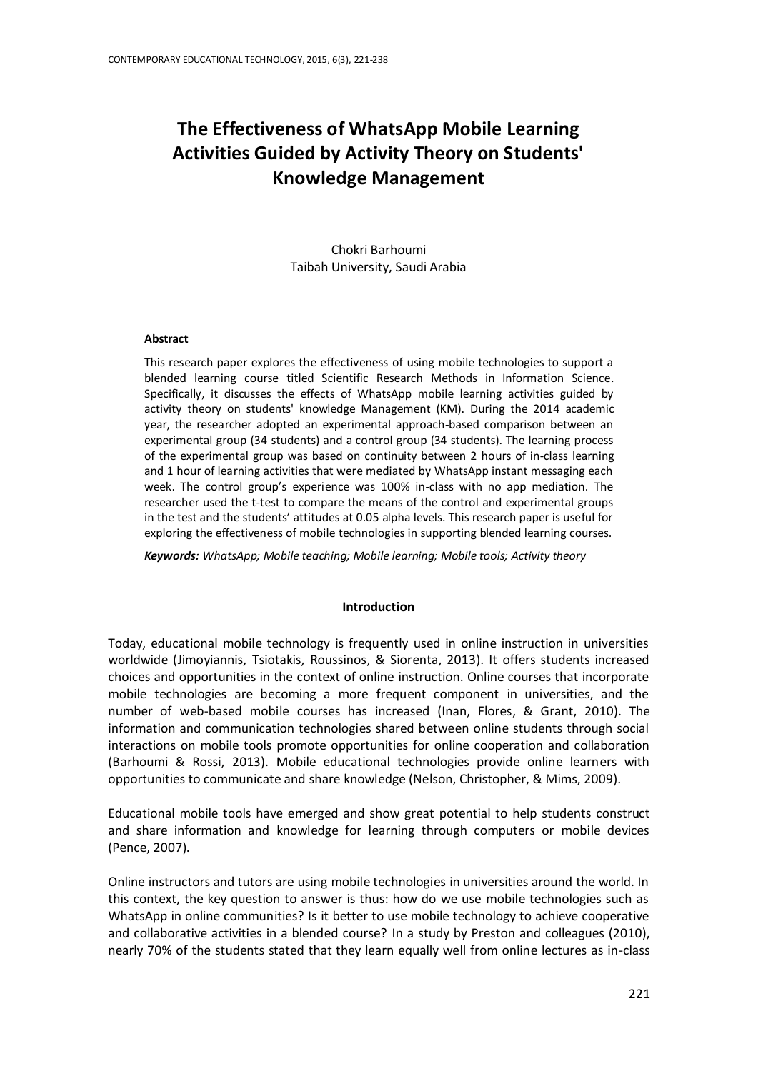# The Effectiveness of WhatsApp Mobile Learning Activities Guided by Activity Theory on Students' Knowledge Management

Chokri Barhoumi
Taibah University, Saudi Arabia

### Abstract

This research paper explores the effectiveness of using mobile technologies to support a blended learning course titled Scientific Research Methods in Information Science. Specifically, it discusses the effects of WhatsApp mobile learning activities guided by activity theory on students' knowledge Management (KM). During the 2014 academic year, the researcher adopted an experimental approach-based comparison between an experimental group (34 students) and a control group (34 students). The learning process of the experimental group was based on continuity between 2 hours of in-class learning and 1 hour of learning activities that were mediated by WhatsApp instant messaging each week. The control group's experience was 100% in-class with no app mediation. The researcher used the t-test to compare the means of the control and experimental groups in the test and the students' attitudes at 0.05 alpha levels. This research paper is useful for exploring the effectiveness of mobile technologies in supporting blended learning courses.

***Keywords:*** *WhatsApp; Mobile teaching; Mobile learning; Mobile tools; Activity theory*

## Introduction

Today, educational mobile technology is frequently used in online instruction in universities worldwide (Jimoyiannis, Tsiotakis, Roussinos, & Siorenta, 2013). It offers students increased choices and opportunities in the context of online instruction. Online courses that incorporate mobile technologies are becoming a more frequent component in universities, and the number of web-based mobile courses has increased (Inan, Flores, & Grant, 2010). The information and communication technologies shared between online students through social interactions on mobile tools promote opportunities for online cooperation and collaboration (Barhoumi & Rossi, 2013). Mobile educational technologies provide online learners with opportunities to communicate and share knowledge (Nelson, Christopher, & Mims, 2009).

Educational mobile tools have emerged and show great potential to help students construct and share information and knowledge for learning through computers or mobile devices (Pence, 2007).

Online instructors and tutors are using mobile technologies in universities around the world. In this context, the key question to answer is thus: how do we use mobile technologies such as WhatsApp in online communities? Is it better to use mobile technology to achieve cooperative and collaborative activities in a blended course? In a study by Preston and colleagues (2010), nearly 70% of the students stated that they learn equally well from online lectures as in-class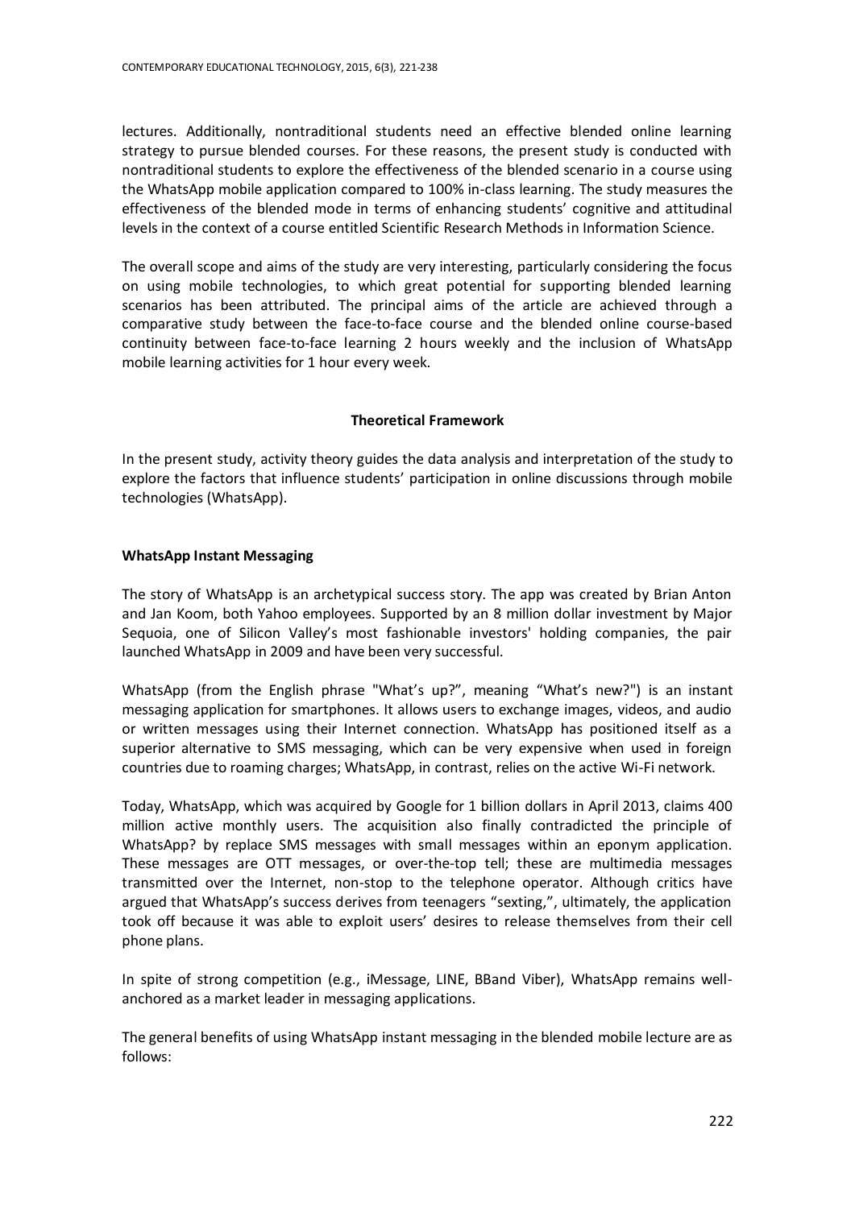lectures. Additionally, nontraditional students need an effective blended online learning strategy to pursue blended courses. For these reasons, the present study is conducted with nontraditional students to explore the effectiveness of the blended scenario in a course using the WhatsApp mobile application compared to 100% in-class learning. The study measures the effectiveness of the blended mode in terms of enhancing students' cognitive and attitudinal levels in the context of a course entitled Scientific Research Methods in Information Science.

The overall scope and aims of the study are very interesting, particularly considering the focus on using mobile technologies, to which great potential for supporting blended learning scenarios has been attributed. The principal aims of the article are achieved through a comparative study between the face-to-face course and the blended online course-based continuity between face-to-face learning 2 hours weekly and the inclusion of WhatsApp mobile learning activities for 1 hour every week.

## Theoretical Framework

In the present study, activity theory guides the data analysis and interpretation of the study to explore the factors that influence students' participation in online discussions through mobile technologies (WhatsApp).

### WhatsApp Instant Messaging

The story of WhatsApp is an archetypical success story. The app was created by Brian Anton and Jan Koom, both Yahoo employees. Supported by an 8 million dollar investment by Major Sequoia, one of Silicon Valley's most fashionable investors' holding companies, the pair launched WhatsApp in 2009 and have been very successful.

WhatsApp (from the English phrase "What's up?", meaning "What's new?") is an instant messaging application for smartphones. It allows users to exchange images, videos, and audio or written messages using their Internet connection. WhatsApp has positioned itself as a superior alternative to SMS messaging, which can be very expensive when used in foreign countries due to roaming charges; WhatsApp, in contrast, relies on the active Wi-Fi network.

Today, WhatsApp, which was acquired by Google for 1 billion dollars in April 2013, claims 400 million active monthly users. The acquisition also finally contradicted the principle of WhatsApp? by replace SMS messages with small messages within an eponym application. These messages are OTT messages, or over-the-top tell; these are multimedia messages transmitted over the Internet, non-stop to the telephone operator. Although critics have argued that WhatsApp's success derives from teenagers "sexting,", ultimately, the application took off because it was able to exploit users' desires to release themselves from their cell phone plans.

In spite of strong competition (e.g., iMessage, LINE, BBand Viber), WhatsApp remains well-anchored as a market leader in messaging applications.

The general benefits of using WhatsApp instant messaging in the blended mobile lecture are as follows: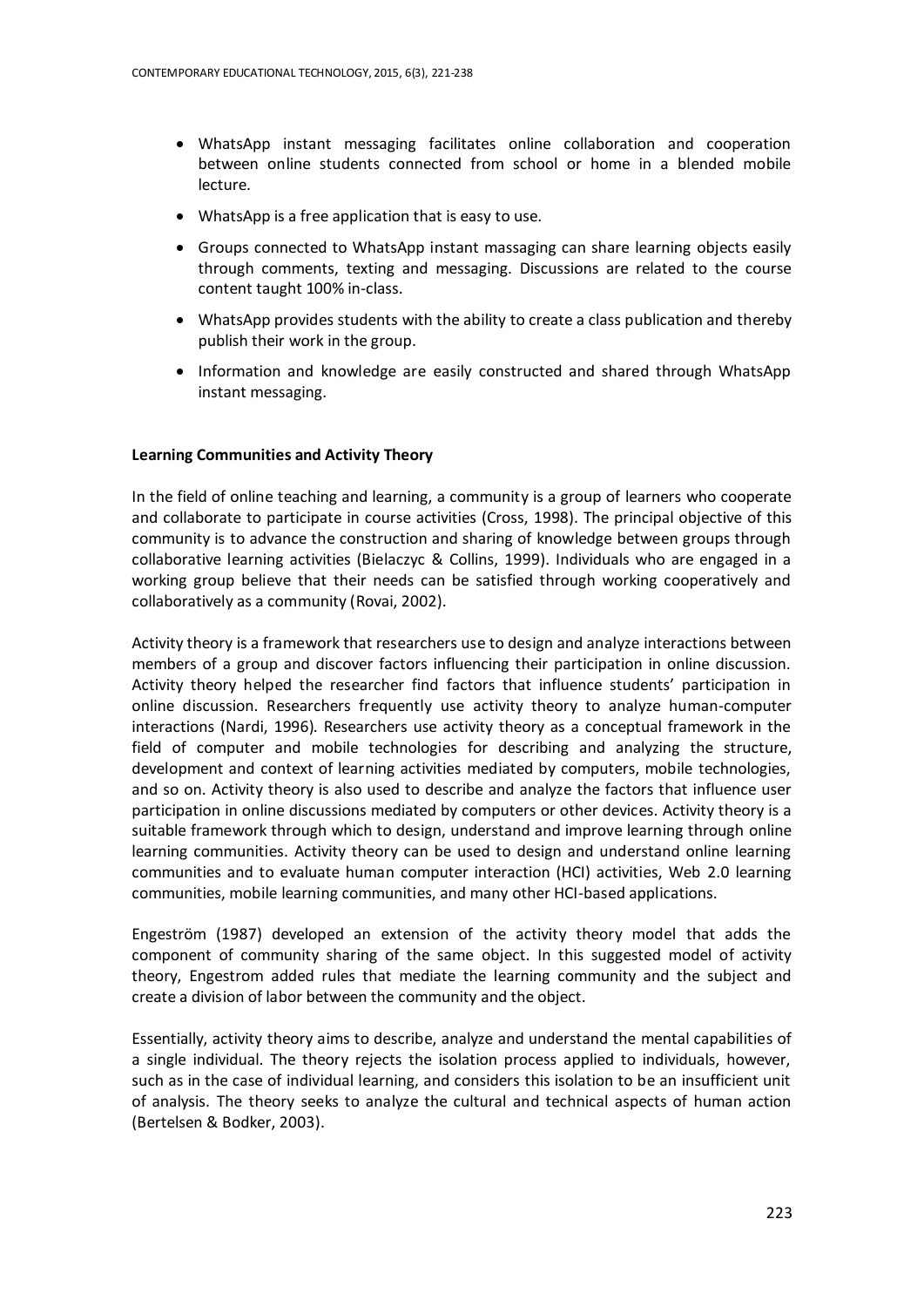- WhatsApp instant messaging facilitates online collaboration and cooperation between online students connected from school or home in a blended mobile lecture.
- WhatsApp is a free application that is easy to use.
- Groups connected to WhatsApp instant massaging can share learning objects easily through comments, texting and messaging. Discussions are related to the course content taught 100% in-class.
- WhatsApp provides students with the ability to create a class publication and thereby publish their work in the group.
- Information and knowledge are easily constructed and shared through WhatsApp instant messaging.

**Learning Communities and Activity Theory**

In the field of online teaching and learning, a community is a group of learners who cooperate and collaborate to participate in course activities (Cross, 1998). The principal objective of this community is to advance the construction and sharing of knowledge between groups through collaborative learning activities (Bielaczyc & Collins, 1999). Individuals who are engaged in a working group believe that their needs can be satisfied through working cooperatively and collaboratively as a community (Rovai, 2002).

Activity theory is a framework that researchers use to design and analyze interactions between members of a group and discover factors influencing their participation in online discussion. Activity theory helped the researcher find factors that influence students' participation in online discussion. Researchers frequently use activity theory to analyze human-computer interactions (Nardi, 1996). Researchers use activity theory as a conceptual framework in the field of computer and mobile technologies for describing and analyzing the structure, development and context of learning activities mediated by computers, mobile technologies, and so on. Activity theory is also used to describe and analyze the factors that influence user participation in online discussions mediated by computers or other devices. Activity theory is a suitable framework through which to design, understand and improve learning through online learning communities. Activity theory can be used to design and understand online learning communities and to evaluate human computer interaction (HCI) activities, Web 2.0 learning communities, mobile learning communities, and many other HCI-based applications.

Engeström (1987) developed an extension of the activity theory model that adds the component of community sharing of the same object. In this suggested model of activity theory, Engestrom added rules that mediate the learning community and the subject and create a division of labor between the community and the object.

Essentially, activity theory aims to describe, analyze and understand the mental capabilities of a single individual. The theory rejects the isolation process applied to individuals, however, such as in the case of individual learning, and considers this isolation to be an insufficient unit of analysis. The theory seeks to analyze the cultural and technical aspects of human action (Bertelsen & Bodker, 2003).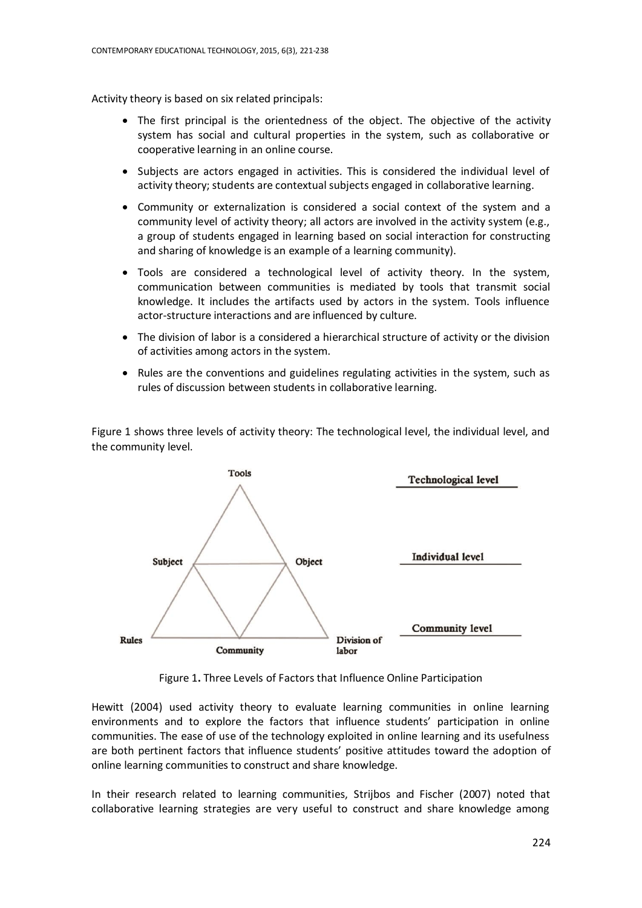Activity theory is based on six related principals:

- The first principal is the orientedness of the object. The objective of the activity system has social and cultural properties in the system, such as collaborative or cooperative learning in an online course.
- Subjects are actors engaged in activities. This is considered the individual level of activity theory; students are contextual subjects engaged in collaborative learning.
- Community or externalization is considered a social context of the system and a community level of activity theory; all actors are involved in the activity system (e.g., a group of students engaged in learning based on social interaction for constructing and sharing of knowledge is an example of a learning community).
- Tools are considered a technological level of activity theory. In the system, communication between communities is mediated by tools that transmit social knowledge. It includes the artifacts used by actors in the system. Tools influence actor-structure interactions and are influenced by culture.
- The division of labor is a considered a hierarchical structure of activity or the division of activities among actors in the system.
- Rules are the conventions and guidelines regulating activities in the system, such as rules of discussion between students in collaborative learning.

Figure 1 shows three levels of activity theory: The technological level, the individual level, and the community level.

Tools — Technological level

Subject, Object — Individual level

Rules, Community, Division of labor — Community level

Figure 1**.** Three Levels of Factors that Influence Online Participation

Hewitt (2004) used activity theory to evaluate learning communities in online learning environments and to explore the factors that influence students' participation in online communities. The ease of use of the technology exploited in online learning and its usefulness are both pertinent factors that influence students' positive attitudes toward the adoption of online learning communities to construct and share knowledge.

In their research related to learning communities, Strijbos and Fischer (2007) noted that collaborative learning strategies are very useful to construct and share knowledge among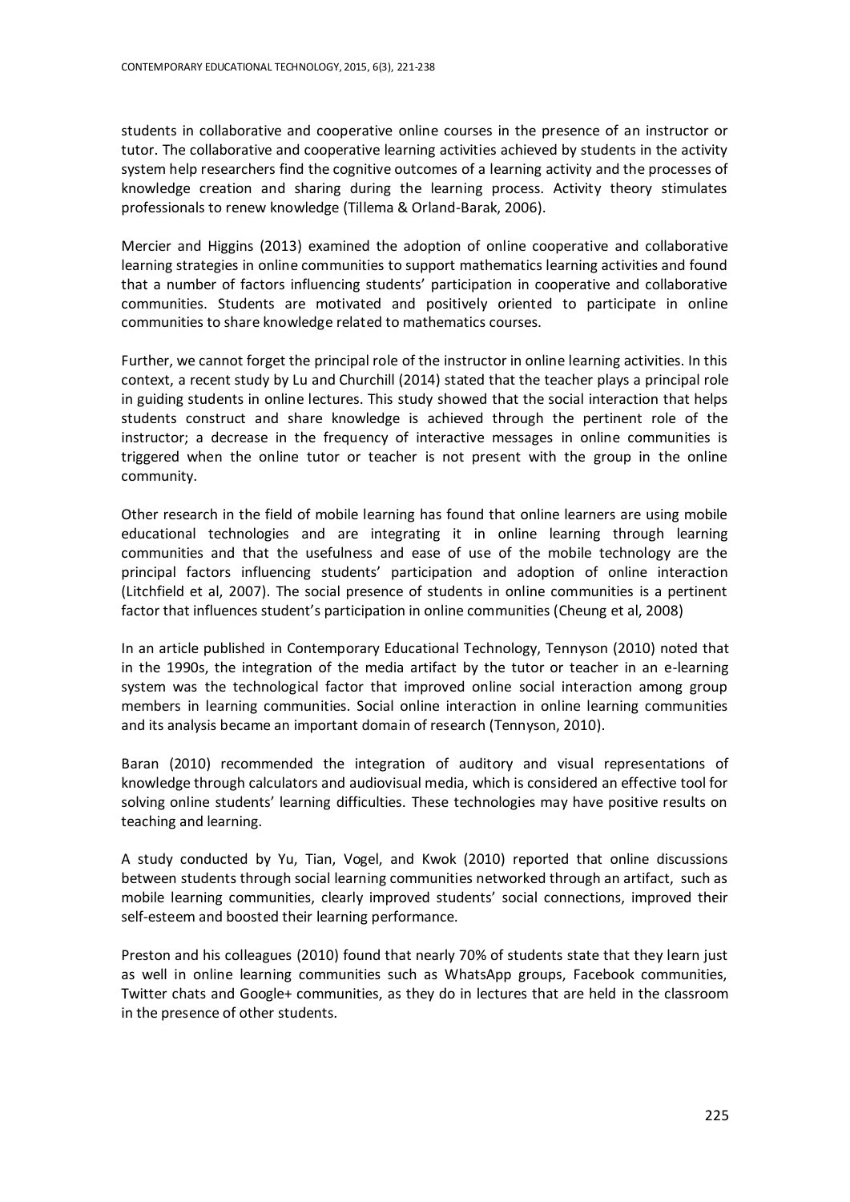students in collaborative and cooperative online courses in the presence of an instructor or tutor. The collaborative and cooperative learning activities achieved by students in the activity system help researchers find the cognitive outcomes of a learning activity and the processes of knowledge creation and sharing during the learning process. Activity theory stimulates professionals to renew knowledge (Tillema & Orland-Barak, 2006).

Mercier and Higgins (2013) examined the adoption of online cooperative and collaborative learning strategies in online communities to support mathematics learning activities and found that a number of factors influencing students' participation in cooperative and collaborative communities. Students are motivated and positively oriented to participate in online communities to share knowledge related to mathematics courses.

Further, we cannot forget the principal role of the instructor in online learning activities. In this context, a recent study by Lu and Churchill (2014) stated that the teacher plays a principal role in guiding students in online lectures. This study showed that the social interaction that helps students construct and share knowledge is achieved through the pertinent role of the instructor; a decrease in the frequency of interactive messages in online communities is triggered when the online tutor or teacher is not present with the group in the online community.

Other research in the field of mobile learning has found that online learners are using mobile educational technologies and are integrating it in online learning through learning communities and that the usefulness and ease of use of the mobile technology are the principal factors influencing students' participation and adoption of online interaction (Litchfield et al, 2007). The social presence of students in online communities is a pertinent factor that influences student's participation in online communities (Cheung et al, 2008)

In an article published in Contemporary Educational Technology, Tennyson (2010) noted that in the 1990s, the integration of the media artifact by the tutor or teacher in an e-learning system was the technological factor that improved online social interaction among group members in learning communities. Social online interaction in online learning communities and its analysis became an important domain of research (Tennyson, 2010).

Baran (2010) recommended the integration of auditory and visual representations of knowledge through calculators and audiovisual media, which is considered an effective tool for solving online students' learning difficulties. These technologies may have positive results on teaching and learning.

A study conducted by Yu, Tian, Vogel, and Kwok (2010) reported that online discussions between students through social learning communities networked through an artifact, such as mobile learning communities, clearly improved students' social connections, improved their self-esteem and boosted their learning performance.

Preston and his colleagues (2010) found that nearly 70% of students state that they learn just as well in online learning communities such as WhatsApp groups, Facebook communities, Twitter chats and Google+ communities, as they do in lectures that are held in the classroom in the presence of other students.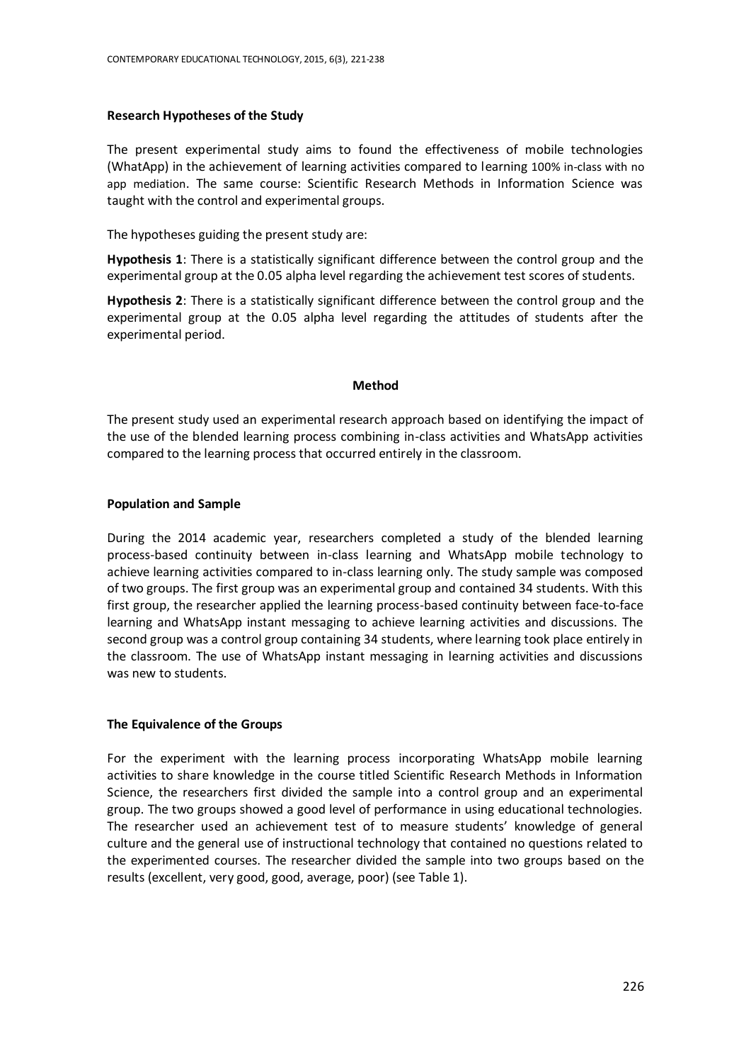### Research Hypotheses of the Study

The present experimental study aims to found the effectiveness of mobile technologies (WhatApp) in the achievement of learning activities compared to learning 100% in-class with no app mediation. The same course: Scientific Research Methods in Information Science was taught with the control and experimental groups.

The hypotheses guiding the present study are:

**Hypothesis 1**: There is a statistically significant difference between the control group and the experimental group at the 0.05 alpha level regarding the achievement test scores of students.

**Hypothesis 2**: There is a statistically significant difference between the control group and the experimental group at the 0.05 alpha level regarding the attitudes of students after the experimental period.

## Method

The present study used an experimental research approach based on identifying the impact of the use of the blended learning process combining in-class activities and WhatsApp activities compared to the learning process that occurred entirely in the classroom.

### Population and Sample

During the 2014 academic year, researchers completed a study of the blended learning process-based continuity between in-class learning and WhatsApp mobile technology to achieve learning activities compared to in-class learning only. The study sample was composed of two groups. The first group was an experimental group and contained 34 students. With this first group, the researcher applied the learning process-based continuity between face-to-face learning and WhatsApp instant messaging to achieve learning activities and discussions. The second group was a control group containing 34 students, where learning took place entirely in the classroom. The use of WhatsApp instant messaging in learning activities and discussions was new to students.

### The Equivalence of the Groups

For the experiment with the learning process incorporating WhatsApp mobile learning activities to share knowledge in the course titled Scientific Research Methods in Information Science, the researchers first divided the sample into a control group and an experimental group. The two groups showed a good level of performance in using educational technologies. The researcher used an achievement test of to measure students' knowledge of general culture and the general use of instructional technology that contained no questions related to the experimented courses. The researcher divided the sample into two groups based on the results (excellent, very good, good, average, poor) (see Table 1).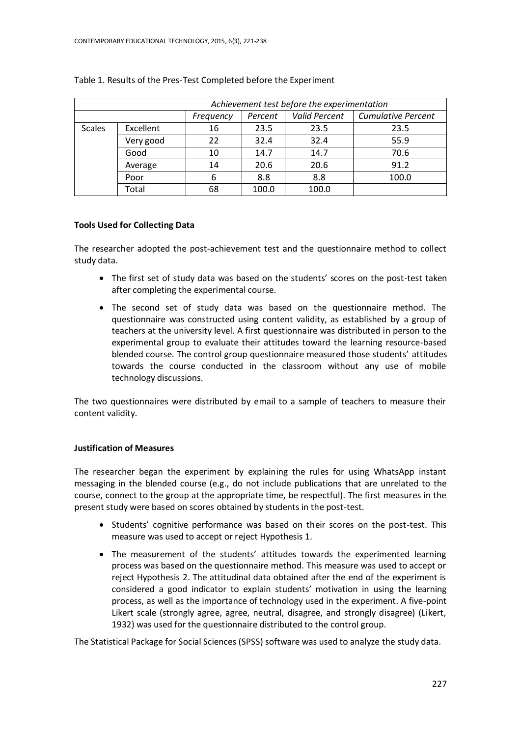Table 1. Results of the Pres-Test Completed before the Experiment

| | | *Achievement test before the experimentation* | | | |
|---|---|---|---|---|---|
| | | *Frequency* | *Percent* | *Valid Percent* | *Cumulative Percent* |
| Scales | Excellent | 16 | 23.5 | 23.5 | 23.5 |
| | Very good | 22 | 32.4 | 32.4 | 55.9 |
| | Good | 10 | 14.7 | 14.7 | 70.6 |
| | Average | 14 | 20.6 | 20.6 | 91.2 |
| | Poor | 6 | 8.8 | 8.8 | 100.0 |
| | Total | 68 | 100.0 | 100.0 | |

### Tools Used for Collecting Data

The researcher adopted the post-achievement test and the questionnaire method to collect study data.

- The first set of study data was based on the students' scores on the post-test taken after completing the experimental course.
- The second set of study data was based on the questionnaire method. The questionnaire was constructed using content validity, as established by a group of teachers at the university level. A first questionnaire was distributed in person to the experimental group to evaluate their attitudes toward the learning resource-based blended course. The control group questionnaire measured those students' attitudes towards the course conducted in the classroom without any use of mobile technology discussions.

The two questionnaires were distributed by email to a sample of teachers to measure their content validity.

### Justification of Measures

The researcher began the experiment by explaining the rules for using WhatsApp instant messaging in the blended course (e.g., do not include publications that are unrelated to the course, connect to the group at the appropriate time, be respectful). The first measures in the present study were based on scores obtained by students in the post-test.

- Students' cognitive performance was based on their scores on the post-test. This measure was used to accept or reject Hypothesis 1.
- The measurement of the students' attitudes towards the experimented learning process was based on the questionnaire method. This measure was used to accept or reject Hypothesis 2. The attitudinal data obtained after the end of the experiment is considered a good indicator to explain students' motivation in using the learning process, as well as the importance of technology used in the experiment. A five-point Likert scale (strongly agree, agree, neutral, disagree, and strongly disagree) (Likert, 1932) was used for the questionnaire distributed to the control group.

The Statistical Package for Social Sciences (SPSS) software was used to analyze the study data.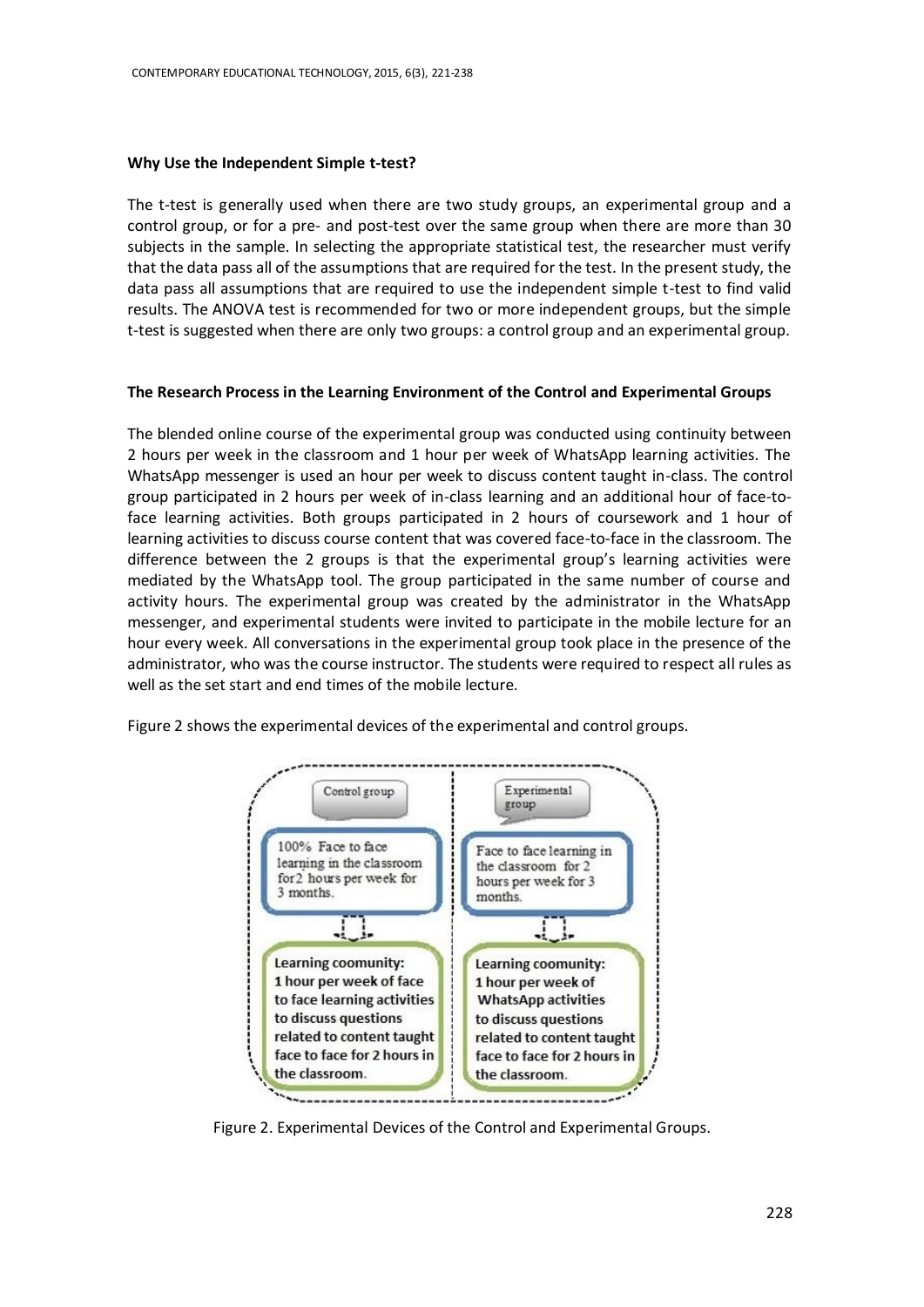**Why Use the Independent Simple t-test?**

The t-test is generally used when there are two study groups, an experimental group and a control group, or for a pre- and post-test over the same group when there are more than 30 subjects in the sample. In selecting the appropriate statistical test, the researcher must verify that the data pass all of the assumptions that are required for the test. In the present study, the data pass all assumptions that are required to use the independent simple t-test to find valid results. The ANOVA test is recommended for two or more independent groups, but the simple t-test is suggested when there are only two groups: a control group and an experimental group.

**The Research Process in the Learning Environment of the Control and Experimental Groups**

The blended online course of the experimental group was conducted using continuity between 2 hours per week in the classroom and 1 hour per week of WhatsApp learning activities. The WhatsApp messenger is used an hour per week to discuss content taught in-class. The control group participated in 2 hours per week of in-class learning and an additional hour of face-to-face learning activities. Both groups participated in 2 hours of coursework and 1 hour of learning activities to discuss course content that was covered face-to-face in the classroom. The difference between the 2 groups is that the experimental group's learning activities were mediated by the WhatsApp tool. The group participated in the same number of course and activity hours. The experimental group was created by the administrator in the WhatsApp messenger, and experimental students were invited to participate in the mobile lecture for an hour every week. All conversations in the experimental group took place in the presence of the administrator, who was the course instructor. The students were required to respect all rules as well as the set start and end times of the mobile lecture.

Figure 2 shows the experimental devices of the experimental and control groups.

| Control group | Experimental group |
|---|---|
| 100% Face to face learning in the classroom for2 hours per week for 3 months. | Face to face learning in the classroom for 2 hours per week for 3 months. |
| Learning coomunity: 1 hour per week of face to face learning activities to discuss questions related to content taught face to face for 2 hours in the classroom. | Learning coomunity: 1 hour per week of WhatsApp activities to discuss questions related to content taught face to face for 2 hours in the classroom. |

Figure 2. Experimental Devices of the Control and Experimental Groups.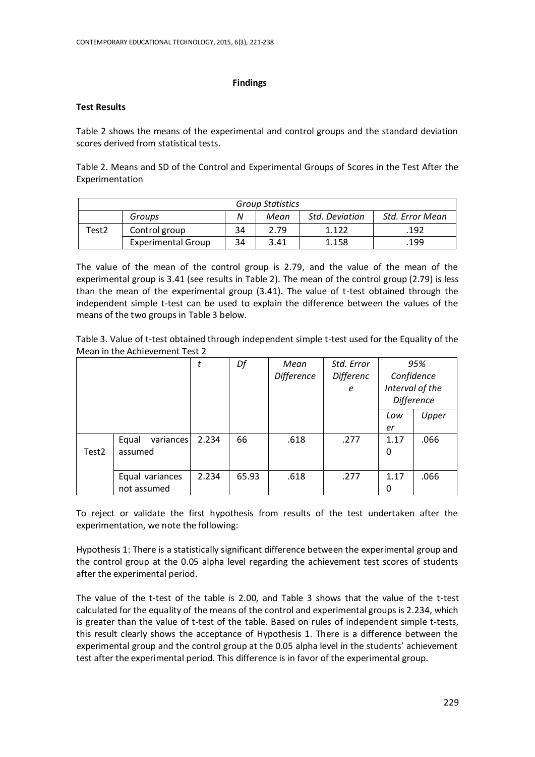## Findings

### Test Results

Table 2 shows the means of the experimental and control groups and the standard deviation scores derived from statistical tests.

Table 2. Means and SD of the Control and Experimental Groups of Scores in the Test After the Experimentation

| *Group Statistics* | | | | | |
|---|---|---|---|---|---|
| | *Groups* | *N* | *Mean* | *Std. Deviation* | *Std. Error Mean* |
| Test2 | Control group | 34 | 2.79 | 1.122 | .192 |
| | Experimental Group | 34 | 3.41 | 1.158 | .199 |

The value of the mean of the control group is 2.79, and the value of the mean of the experimental group is 3.41 (see results in Table 2). The mean of the control group (2.79) is less than the mean of the experimental group (3.41). The value of t-test obtained through the independent simple t-test can be used to explain the difference between the values of the means of the two groups in Table 3 below.

Table 3. Value of t-test obtained through independent simple t-test used for the Equality of the Mean in the Achievement Test 2

| | | *t* | *Df* | *Mean Difference* | *Std. Error Difference* | *95% Confidence Interval of the Difference* | |
|---|---|---|---|---|---|---|---|
| | | | | | | *Lower* | *Upper* |
| Test2 | Equal variances assumed | 2.234 | 66 | .618 | .277 | 1.170 | .066 |
| | Equal variances not assumed | 2.234 | 65.93 | .618 | .277 | 1.170 | .066 |

To reject or validate the first hypothesis from results of the test undertaken after the experimentation, we note the following:

Hypothesis 1: There is a statistically significant difference between the experimental group and the control group at the 0.05 alpha level regarding the achievement test scores of students after the experimental period.

The value of the t-test of the table is 2.00, and Table 3 shows that the value of the t-test calculated for the equality of the means of the control and experimental groups is 2.234, which is greater than the value of t-test of the table. Based on rules of independent simple t-tests, this result clearly shows the acceptance of Hypothesis 1. There is a difference between the experimental group and the control group at the 0.05 alpha level in the students' achievement test after the experimental period. This difference is in favor of the experimental group.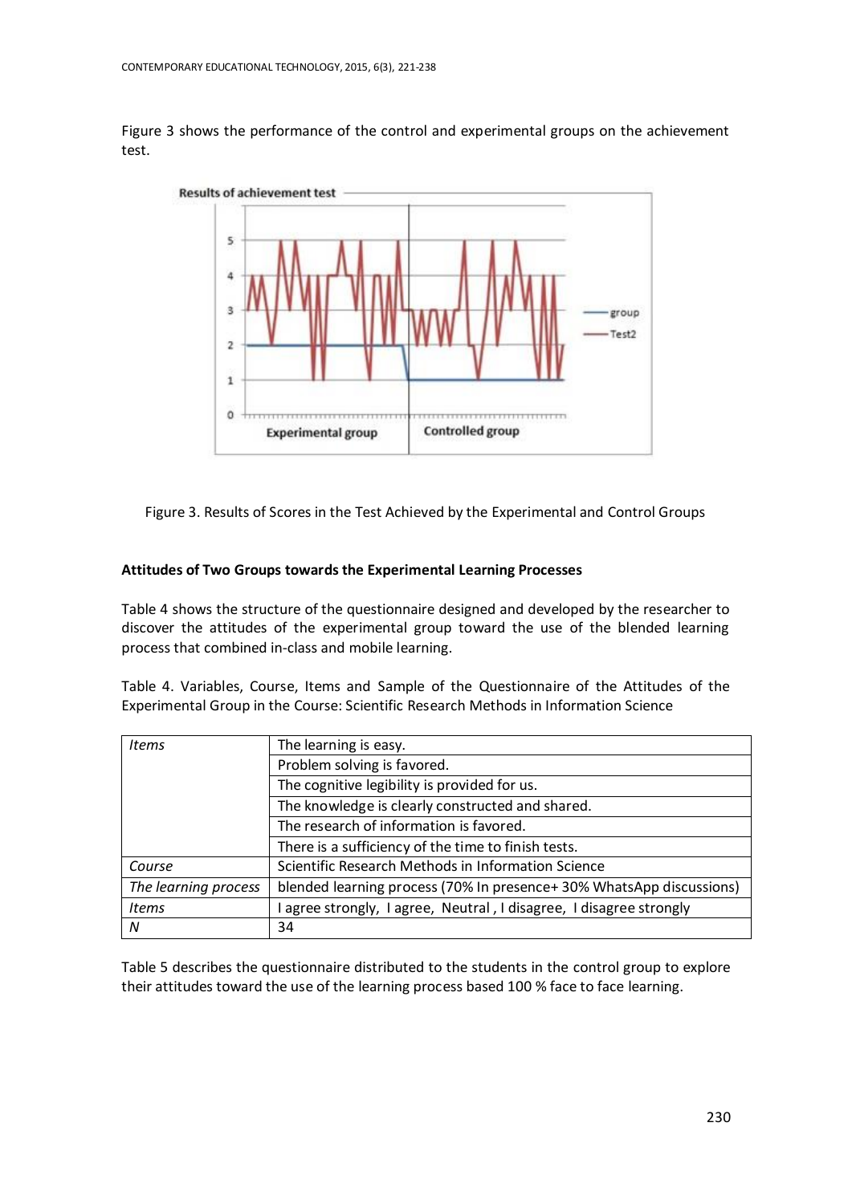Figure 3 shows the performance of the control and experimental groups on the achievement test.

Figure 3. Results of Scores in the Test Achieved by the Experimental and Control Groups

### Attitudes of Two Groups towards the Experimental Learning Processes

Table 4 shows the structure of the questionnaire designed and developed by the researcher to discover the attitudes of the experimental group toward the use of the blended learning process that combined in-class and mobile learning.

Table 4. Variables, Course, Items and Sample of the Questionnaire of the Attitudes of the Experimental Group in the Course: Scientific Research Methods in Information Science

| | |
|---|---|
| *Items* | The learning is easy. |
| | Problem solving is favored. |
| | The cognitive legibility is provided for us. |
| | The knowledge is clearly constructed and shared. |
| | The research of information is favored. |
| | There is a sufficiency of the time to finish tests. |
| *Course* | Scientific Research Methods in Information Science |
| *The learning process* | blended learning process (70% In presence+ 30% WhatsApp discussions) |
| *Items* | I agree strongly, I agree, Neutral , I disagree, I disagree strongly |
| *N* | 34 |

Table 5 describes the questionnaire distributed to the students in the control group to explore their attitudes toward the use of the learning process based 100 % face to face learning.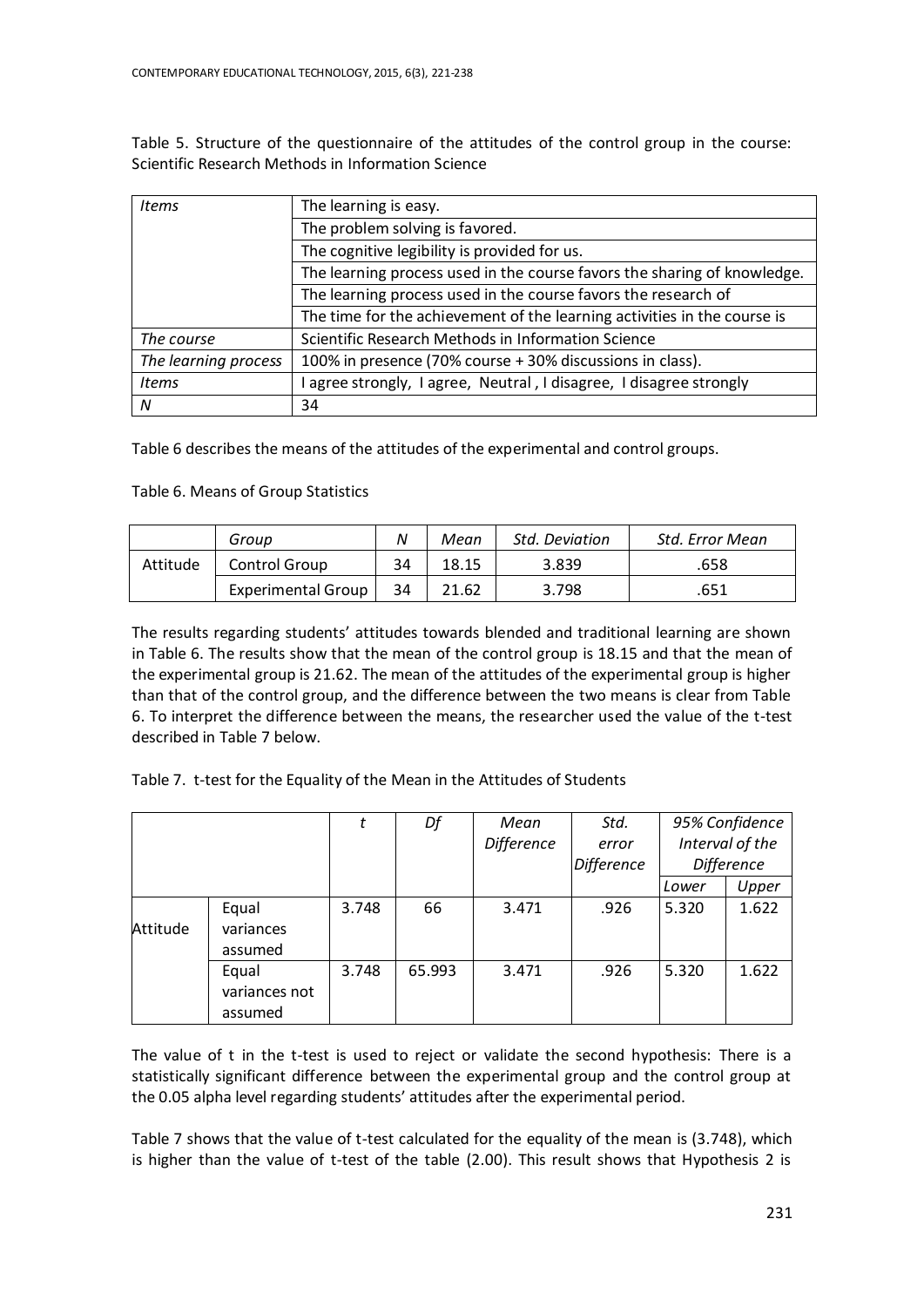Table 5. Structure of the questionnaire of the attitudes of the control group in the course: Scientific Research Methods in Information Science

| | |
|---|---|
| *Items* | The learning is easy. |
| | The problem solving is favored. |
| | The cognitive legibility is provided for us. |
| | The learning process used in the course favors the sharing of knowledge. |
| | The learning process used in the course favors the research of |
| | The time for the achievement of the learning activities in the course is |
| *The course* | Scientific Research Methods in Information Science |
| *The learning process* | 100% in presence (70% course + 30% discussions in class). |
| *Items* | I agree strongly, I agree, Neutral , I disagree, I disagree strongly |
| *N* | 34 |

Table 6 describes the means of the attitudes of the experimental and control groups.

Table 6. Means of Group Statistics

| | *Group* | *N* | *Mean* | *Std. Deviation* | *Std. Error Mean* |
|---|---|---|---|---|---|
| Attitude | Control Group | 34 | 18.15 | 3.839 | .658 |
| | Experimental Group | 34 | 21.62 | 3.798 | .651 |

The results regarding students' attitudes towards blended and traditional learning are shown in Table 6. The results show that the mean of the control group is 18.15 and that the mean of the experimental group is 21.62. The mean of the attitudes of the experimental group is higher than that of the control group, and the difference between the two means is clear from Table 6. To interpret the difference between the means, the researcher used the value of the t-test described in Table 7 below.

Table 7. t-test for the Equality of the Mean in the Attitudes of Students

| | | *t* | *Df* | *Mean Difference* | *Std. error Difference* | *95% Confidence Interval of the Difference* | |
|---|---|---|---|---|---|---|---|
| | | | | | | *Lower* | *Upper* |
| Attitude | Equal variances assumed | 3.748 | 66 | 3.471 | .926 | 5.320 | 1.622 |
| | Equal variances not assumed | 3.748 | 65.993 | 3.471 | .926 | 5.320 | 1.622 |

The value of t in the t-test is used to reject or validate the second hypothesis: There is a statistically significant difference between the experimental group and the control group at the 0.05 alpha level regarding students' attitudes after the experimental period.

Table 7 shows that the value of t-test calculated for the equality of the mean is (3.748), which is higher than the value of t-test of the table (2.00). This result shows that Hypothesis 2 is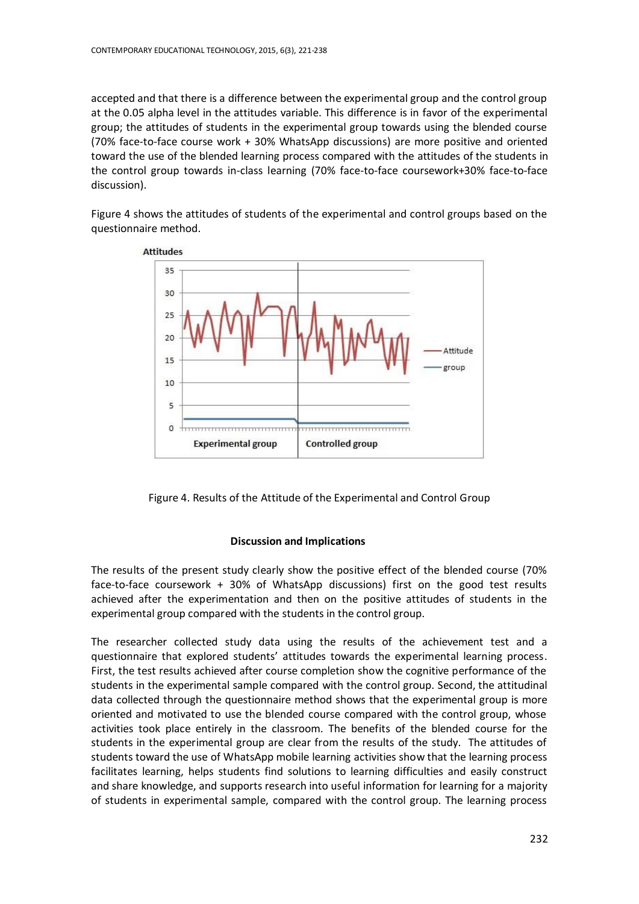accepted and that there is a difference between the experimental group and the control group at the 0.05 alpha level in the attitudes variable. This difference is in favor of the experimental group; the attitudes of students in the experimental group towards using the blended course (70% face-to-face course work + 30% WhatsApp discussions) are more positive and oriented toward the use of the blended learning process compared with the attitudes of the students in the control group towards in-class learning (70% face-to-face coursework+30% face-to-face discussion).

Figure 4 shows the attitudes of students of the experimental and control groups based on the questionnaire method.

Figure 4. Results of the Attitude of the Experimental and Control Group

## Discussion and Implications

The results of the present study clearly show the positive effect of the blended course (70% face-to-face coursework + 30% of WhatsApp discussions) first on the good test results achieved after the experimentation and then on the positive attitudes of students in the experimental group compared with the students in the control group.

The researcher collected study data using the results of the achievement test and a questionnaire that explored students' attitudes towards the experimental learning process. First, the test results achieved after course completion show the cognitive performance of the students in the experimental sample compared with the control group. Second, the attitudinal data collected through the questionnaire method shows that the experimental group is more oriented and motivated to use the blended course compared with the control group, whose activities took place entirely in the classroom. The benefits of the blended course for the students in the experimental group are clear from the results of the study. The attitudes of students toward the use of WhatsApp mobile learning activities show that the learning process facilitates learning, helps students find solutions to learning difficulties and easily construct and share knowledge, and supports research into useful information for learning for a majority of students in experimental sample, compared with the control group. The learning process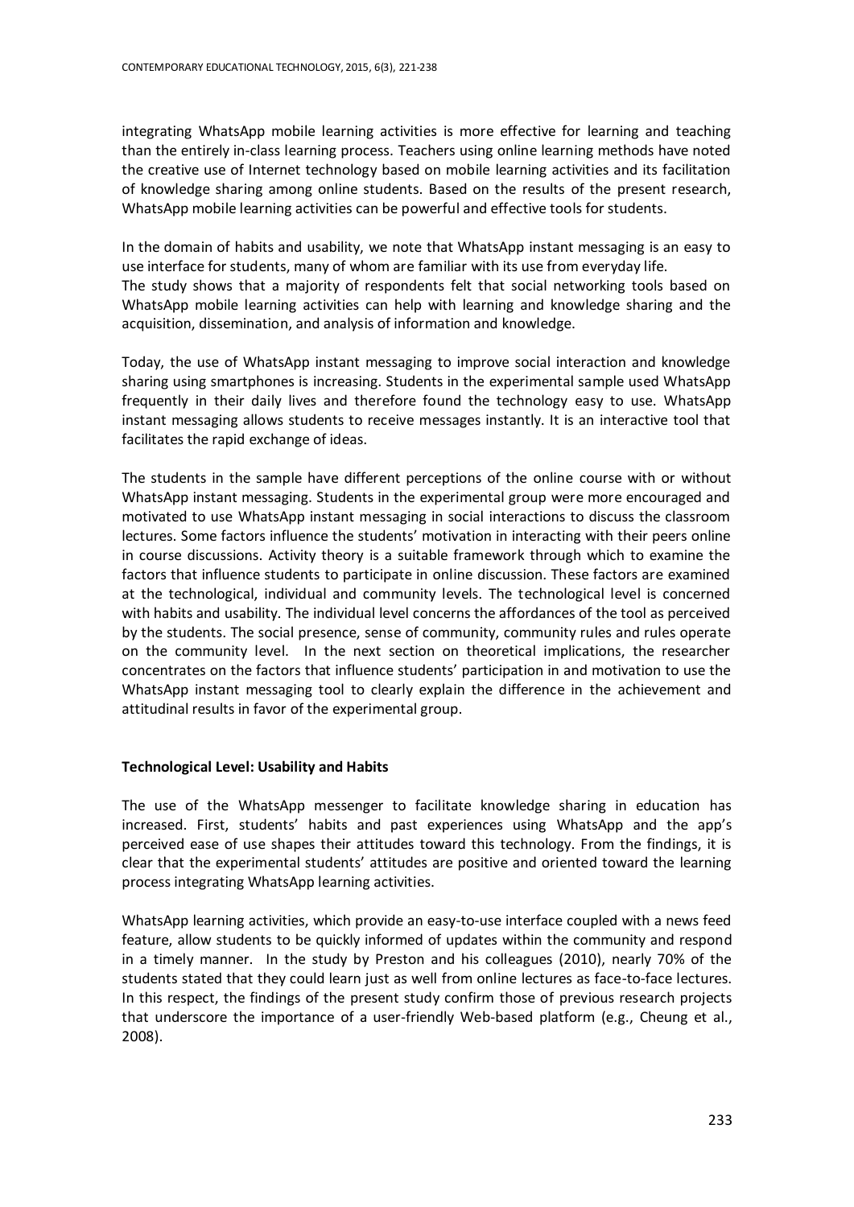integrating WhatsApp mobile learning activities is more effective for learning and teaching than the entirely in-class learning process. Teachers using online learning methods have noted the creative use of Internet technology based on mobile learning activities and its facilitation of knowledge sharing among online students. Based on the results of the present research, WhatsApp mobile learning activities can be powerful and effective tools for students.

In the domain of habits and usability, we note that WhatsApp instant messaging is an easy to use interface for students, many of whom are familiar with its use from everyday life.
The study shows that a majority of respondents felt that social networking tools based on WhatsApp mobile learning activities can help with learning and knowledge sharing and the acquisition, dissemination, and analysis of information and knowledge.

Today, the use of WhatsApp instant messaging to improve social interaction and knowledge sharing using smartphones is increasing. Students in the experimental sample used WhatsApp frequently in their daily lives and therefore found the technology easy to use. WhatsApp instant messaging allows students to receive messages instantly. It is an interactive tool that facilitates the rapid exchange of ideas.

The students in the sample have different perceptions of the online course with or without WhatsApp instant messaging. Students in the experimental group were more encouraged and motivated to use WhatsApp instant messaging in social interactions to discuss the classroom lectures. Some factors influence the students' motivation in interacting with their peers online in course discussions. Activity theory is a suitable framework through which to examine the factors that influence students to participate in online discussion. These factors are examined at the technological, individual and community levels. The technological level is concerned with habits and usability. The individual level concerns the affordances of the tool as perceived by the students. The social presence, sense of community, community rules and rules operate on the community level. In the next section on theoretical implications, the researcher concentrates on the factors that influence students' participation in and motivation to use the WhatsApp instant messaging tool to clearly explain the difference in the achievement and attitudinal results in favor of the experimental group.

**Technological Level: Usability and Habits**

The use of the WhatsApp messenger to facilitate knowledge sharing in education has increased. First, students' habits and past experiences using WhatsApp and the app's perceived ease of use shapes their attitudes toward this technology. From the findings, it is clear that the experimental students' attitudes are positive and oriented toward the learning process integrating WhatsApp learning activities.

WhatsApp learning activities, which provide an easy-to-use interface coupled with a news feed feature, allow students to be quickly informed of updates within the community and respond in a timely manner. In the study by Preston and his colleagues (2010), nearly 70% of the students stated that they could learn just as well from online lectures as face-to-face lectures. In this respect, the findings of the present study confirm those of previous research projects that underscore the importance of a user-friendly Web-based platform (e.g., Cheung et al., 2008).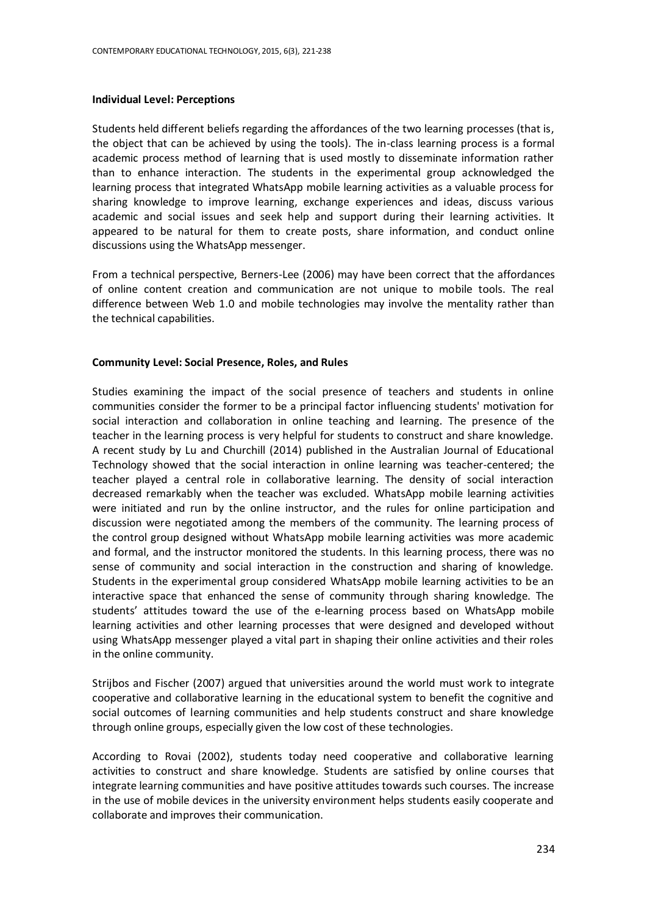**Individual Level: Perceptions**

Students held different beliefs regarding the affordances of the two learning processes (that is, the object that can be achieved by using the tools). The in-class learning process is a formal academic process method of learning that is used mostly to disseminate information rather than to enhance interaction. The students in the experimental group acknowledged the learning process that integrated WhatsApp mobile learning activities as a valuable process for sharing knowledge to improve learning, exchange experiences and ideas, discuss various academic and social issues and seek help and support during their learning activities. It appeared to be natural for them to create posts, share information, and conduct online discussions using the WhatsApp messenger.

From a technical perspective, Berners-Lee (2006) may have been correct that the affordances of online content creation and communication are not unique to mobile tools. The real difference between Web 1.0 and mobile technologies may involve the mentality rather than the technical capabilities.

**Community Level: Social Presence, Roles, and Rules**

Studies examining the impact of the social presence of teachers and students in online communities consider the former to be a principal factor influencing students' motivation for social interaction and collaboration in online teaching and learning. The presence of the teacher in the learning process is very helpful for students to construct and share knowledge. A recent study by Lu and Churchill (2014) published in the Australian Journal of Educational Technology showed that the social interaction in online learning was teacher-centered; the teacher played a central role in collaborative learning. The density of social interaction decreased remarkably when the teacher was excluded. WhatsApp mobile learning activities were initiated and run by the online instructor, and the rules for online participation and discussion were negotiated among the members of the community. The learning process of the control group designed without WhatsApp mobile learning activities was more academic and formal, and the instructor monitored the students. In this learning process, there was no sense of community and social interaction in the construction and sharing of knowledge. Students in the experimental group considered WhatsApp mobile learning activities to be an interactive space that enhanced the sense of community through sharing knowledge. The students' attitudes toward the use of the e-learning process based on WhatsApp mobile learning activities and other learning processes that were designed and developed without using WhatsApp messenger played a vital part in shaping their online activities and their roles in the online community.

Strijbos and Fischer (2007) argued that universities around the world must work to integrate cooperative and collaborative learning in the educational system to benefit the cognitive and social outcomes of learning communities and help students construct and share knowledge through online groups, especially given the low cost of these technologies.

According to Rovai (2002), students today need cooperative and collaborative learning activities to construct and share knowledge. Students are satisfied by online courses that integrate learning communities and have positive attitudes towards such courses. The increase in the use of mobile devices in the university environment helps students easily cooperate and collaborate and improves their communication.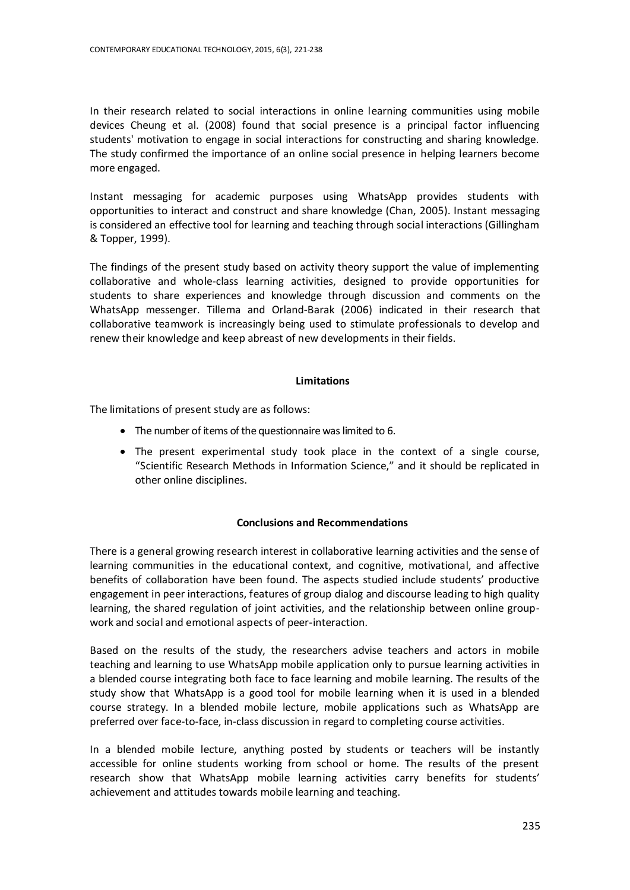In their research related to social interactions in online learning communities using mobile devices Cheung et al. (2008) found that social presence is a principal factor influencing students' motivation to engage in social interactions for constructing and sharing knowledge. The study confirmed the importance of an online social presence in helping learners become more engaged.

Instant messaging for academic purposes using WhatsApp provides students with opportunities to interact and construct and share knowledge (Chan, 2005). Instant messaging is considered an effective tool for learning and teaching through social interactions (Gillingham & Topper, 1999).

The findings of the present study based on activity theory support the value of implementing collaborative and whole-class learning activities, designed to provide opportunities for students to share experiences and knowledge through discussion and comments on the WhatsApp messenger. Tillema and Orland-Barak (2006) indicated in their research that collaborative teamwork is increasingly being used to stimulate professionals to develop and renew their knowledge and keep abreast of new developments in their fields.

## Limitations

The limitations of present study are as follows:

- The number of items of the questionnaire was limited to 6.
- The present experimental study took place in the context of a single course, "Scientific Research Methods in Information Science," and it should be replicated in other online disciplines.

## Conclusions and Recommendations

There is a general growing research interest in collaborative learning activities and the sense of learning communities in the educational context, and cognitive, motivational, and affective benefits of collaboration have been found. The aspects studied include students' productive engagement in peer interactions, features of group dialog and discourse leading to high quality learning, the shared regulation of joint activities, and the relationship between online group-work and social and emotional aspects of peer-interaction.

Based on the results of the study, the researchers advise teachers and actors in mobile teaching and learning to use WhatsApp mobile application only to pursue learning activities in a blended course integrating both face to face learning and mobile learning. The results of the study show that WhatsApp is a good tool for mobile learning when it is used in a blended course strategy. In a blended mobile lecture, mobile applications such as WhatsApp are preferred over face-to-face, in-class discussion in regard to completing course activities.

In a blended mobile lecture, anything posted by students or teachers will be instantly accessible for online students working from school or home. The results of the present research show that WhatsApp mobile learning activities carry benefits for students' achievement and attitudes towards mobile learning and teaching.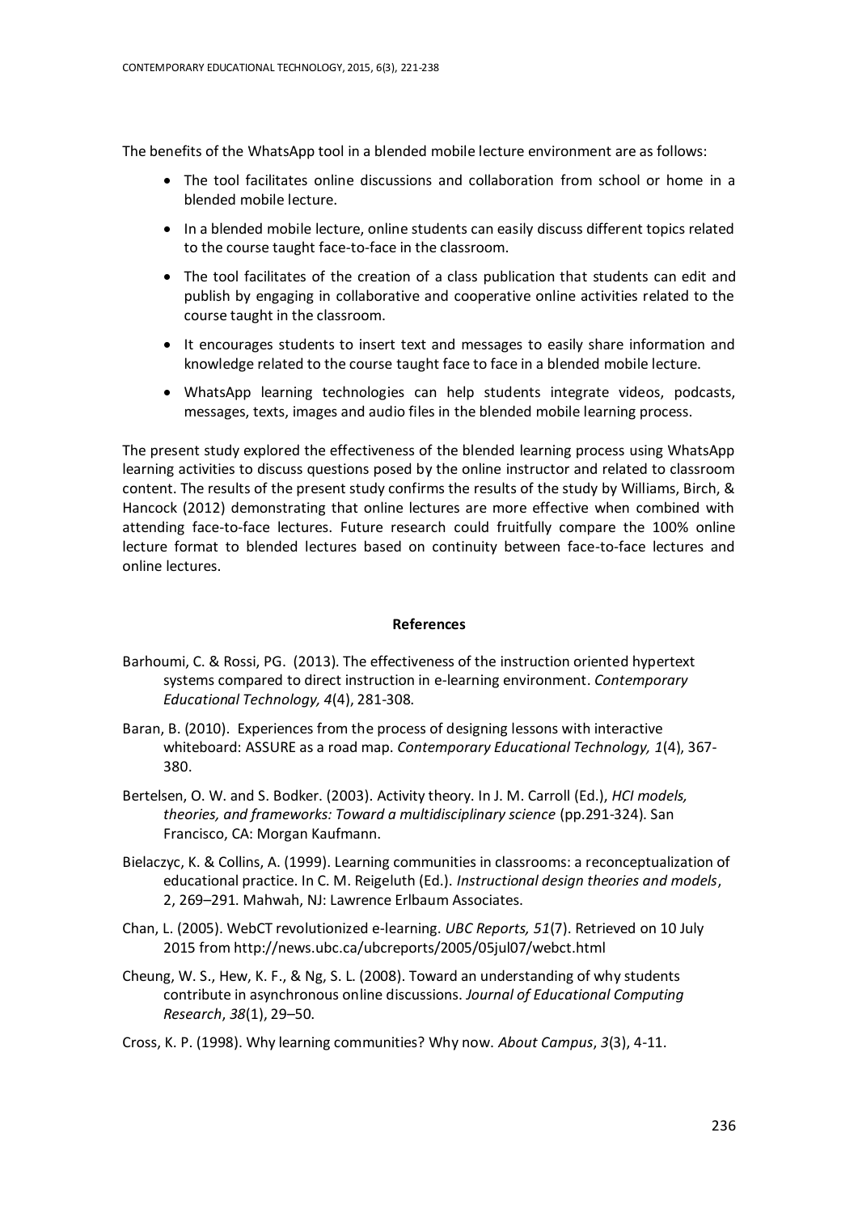The benefits of the WhatsApp tool in a blended mobile lecture environment are as follows:

- The tool facilitates online discussions and collaboration from school or home in a blended mobile lecture.
- In a blended mobile lecture, online students can easily discuss different topics related to the course taught face-to-face in the classroom.
- The tool facilitates of the creation of a class publication that students can edit and publish by engaging in collaborative and cooperative online activities related to the course taught in the classroom.
- It encourages students to insert text and messages to easily share information and knowledge related to the course taught face to face in a blended mobile lecture.
- WhatsApp learning technologies can help students integrate videos, podcasts, messages, texts, images and audio files in the blended mobile learning process.

The present study explored the effectiveness of the blended learning process using WhatsApp learning activities to discuss questions posed by the online instructor and related to classroom content. The results of the present study confirms the results of the study by Williams, Birch, & Hancock (2012) demonstrating that online lectures are more effective when combined with attending face-to-face lectures. Future research could fruitfully compare the 100% online lecture format to blended lectures based on continuity between face-to-face lectures and online lectures.

## References

Barhoumi, C. & Rossi, PG. (2013). The effectiveness of the instruction oriented hypertext systems compared to direct instruction in e-learning environment. *Contemporary Educational Technology, 4*(4), 281-308.

Baran, B. (2010). Experiences from the process of designing lessons with interactive whiteboard: ASSURE as a road map. *Contemporary Educational Technology, 1*(4), 367-380.

Bertelsen, O. W. and S. Bodker. (2003). Activity theory. In J. M. Carroll (Ed.), *HCI models, theories, and frameworks: Toward a multidisciplinary science* (pp.291-324). San Francisco, CA: Morgan Kaufmann.

Bielaczyc, K. & Collins, A. (1999). Learning communities in classrooms: a reconceptualization of educational practice. In C. M. Reigeluth (Ed.). *Instructional design theories and models*, 2, 269–291. Mahwah, NJ: Lawrence Erlbaum Associates.

Chan, L. (2005). WebCT revolutionized e-learning. *UBC Reports, 51*(7). Retrieved on 10 July 2015 from http://news.ubc.ca/ubcreports/2005/05jul07/webct.html

Cheung, W. S., Hew, K. F., & Ng, S. L. (2008). Toward an understanding of why students contribute in asynchronous online discussions. *Journal of Educational Computing Research*, *38*(1), 29–50.

Cross, K. P. (1998). Why learning communities? Why now. *About Campus*, *3*(3), 4-11.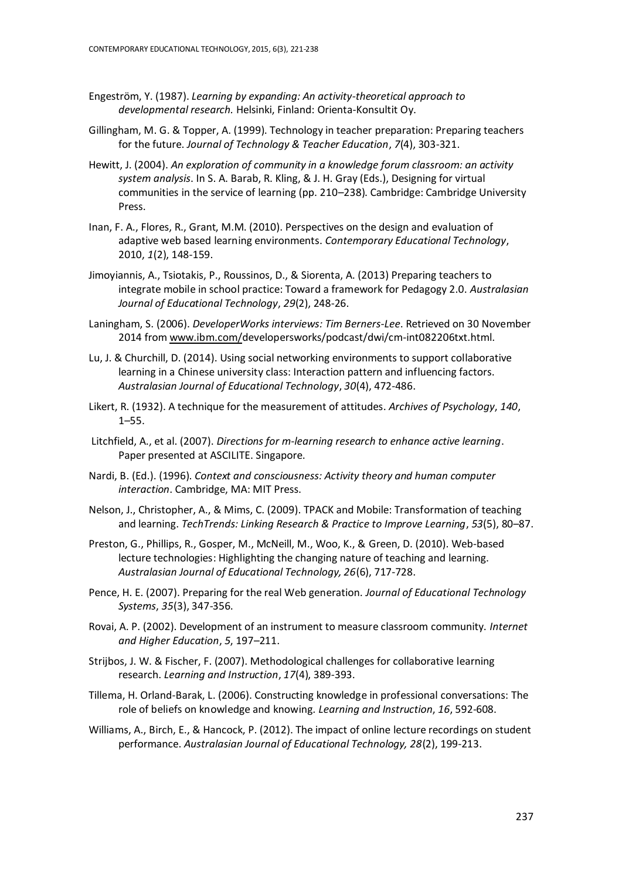Engeström, Y. (1987). *Learning by expanding: An activity-theoretical approach to developmental research.* Helsinki, Finland: Orienta-Konsultit Oy.

Gillingham, M. G. & Topper, A. (1999). Technology in teacher preparation: Preparing teachers for the future. *Journal of Technology & Teacher Education*, *7*(4), 303-321.

Hewitt, J. (2004). *An exploration of community in a knowledge forum classroom: an activity system analysis*. In S. A. Barab, R. Kling, & J. H. Gray (Eds.), Designing for virtual communities in the service of learning (pp. 210–238). Cambridge: Cambridge University Press.

Inan, F. A., Flores, R., Grant, M.M. (2010). Perspectives on the design and evaluation of adaptive web based learning environments. *Contemporary Educational Technology*, 2010, *1*(2), 148-159.

Jimoyiannis, A., Tsiotakis, P., Roussinos, D., & Siorenta, A. (2013) Preparing teachers to integrate mobile in school practice: Toward a framework for Pedagogy 2.0. *Australasian Journal of Educational Technology*, *29*(2), 248-26.

Laningham, S. (2006). *DeveloperWorks interviews: Tim Berners-Lee*. Retrieved on 30 November 2014 from www.ibm.com/developersworks/podcast/dwi/cm-int082206txt.html.

Lu, J. & Churchill, D. (2014). Using social networking environments to support collaborative learning in a Chinese university class: Interaction pattern and influencing factors. *Australasian Journal of Educational Technology*, *30*(4), 472-486.

Likert, R. (1932). A technique for the measurement of attitudes. *Archives of Psychology*, *140*, 1–55.

Litchfield, A., et al. (2007). *Directions for m-learning research to enhance active learning*. Paper presented at ASCILITE. Singapore.

Nardi, B. (Ed.). (1996). *Context and consciousness: Activity theory and human computer interaction*. Cambridge, MA: MIT Press.

Nelson, J., Christopher, A., & Mims, C. (2009). TPACK and Mobile: Transformation of teaching and learning. *TechTrends: Linking Research & Practice to Improve Learning*, *53*(5), 80–87.

Preston, G., Phillips, R., Gosper, M., McNeill, M., Woo, K., & Green, D. (2010). Web-based lecture technologies: Highlighting the changing nature of teaching and learning. *Australasian Journal of Educational Technology, 26*(6), 717-728.

Pence, H. E. (2007). Preparing for the real Web generation. *Journal of Educational Technology Systems*, *35*(3), 347-356.

Rovai, A. P. (2002). Development of an instrument to measure classroom community. *Internet and Higher Education*, *5*, 197–211.

Strijbos, J. W. & Fischer, F. (2007). Methodological challenges for collaborative learning research. *Learning and Instruction*, *17*(4), 389-393.

Tillema, H. Orland-Barak, L. (2006). Constructing knowledge in professional conversations: The role of beliefs on knowledge and knowing. *Learning and Instruction*, *16*, 592-608.

Williams, A., Birch, E., & Hancock, P. (2012). The impact of online lecture recordings on student performance. *Australasian Journal of Educational Technology, 28*(2), 199-213.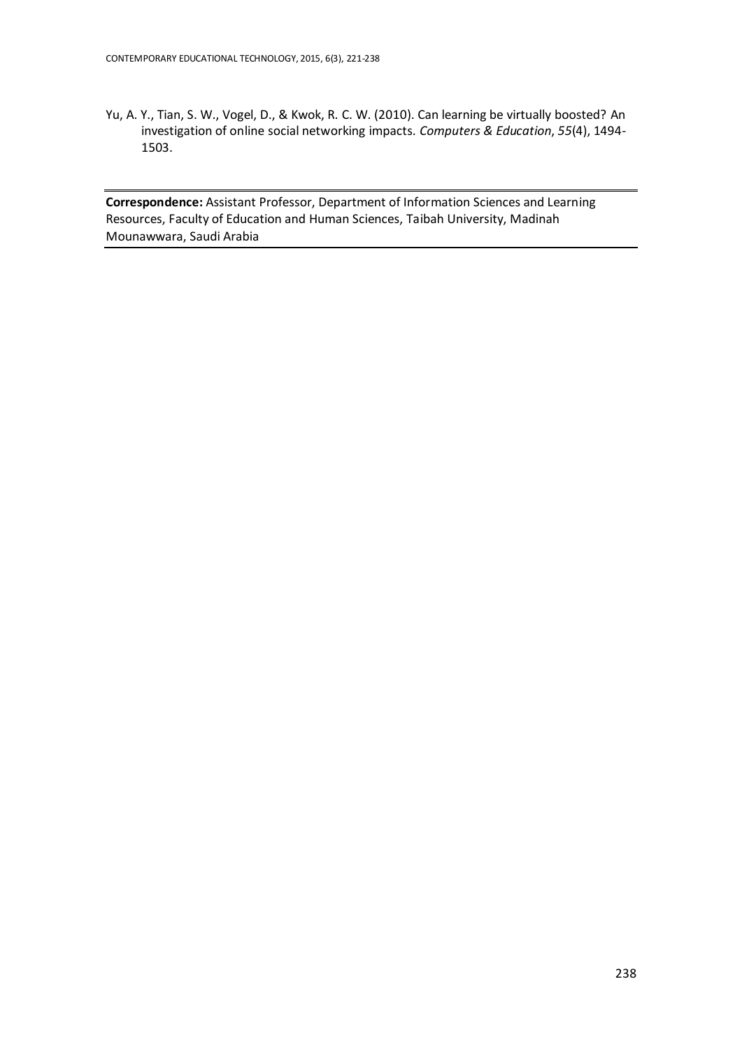Yu, A. Y., Tian, S. W., Vogel, D., & Kwok, R. C. W. (2010). Can learning be virtually boosted? An investigation of online social networking impacts. *Computers & Education*, *55*(4), 1494-1503.

---

**Correspondence:** Assistant Professor, Department of Information Sciences and Learning Resources, Faculty of Education and Human Sciences, Taibah University, Madinah Mounawwara, Saudi Arabia